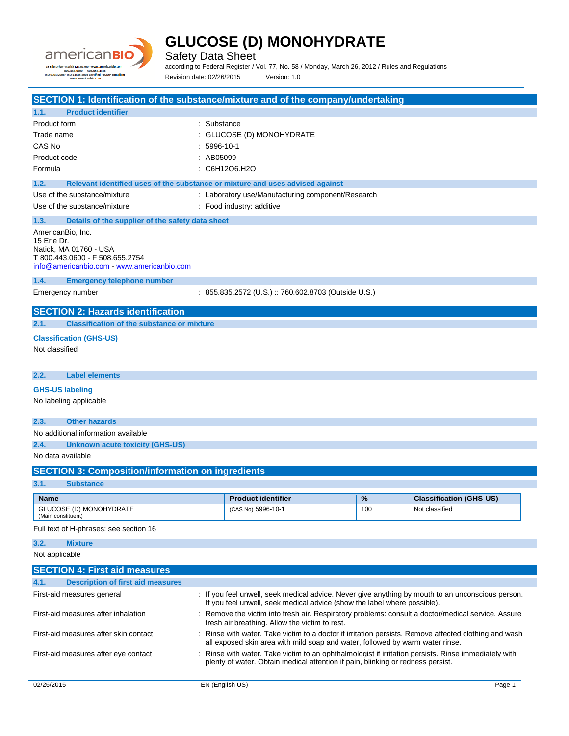# GLUCOSE (D) MONOHYDRATE

Safety Data Sheet

according to Federal Register / Vol. 77, No. 58 / Monday, March 26, 2012 / Rules and Regulations

Revision date: 02/26/2015 Version: 1.0

## SECTION 1: Identification of the substance/mixture and of the company/undertaking

### 1.1. Product identifier

| | |
|---|---|
| Product form | : Substance |
| Trade name | : GLUCOSE (D) MONOHYDRATE |
| CAS No | : 5996-10-1 |
| Product code | : AB05099 |
| Formula | : $C_6H_{12}O_6.H_2O$ |

### 1.2. Relevant identified uses of the substance or mixture and uses advised against

| | |
|---|---|
| Use of the substance/mixture | : Laboratory use/Manufacturing component/Research |
| Use of the substance/mixture | : Food industry: additive |

### 1.3. Details of the supplier of the safety data sheet

AmericanBio, Inc.
15 Erie Dr.
Natick, MA 01760 - USA
T 800.443.0600 - F 508.655.2754
info@americanbio.com - www.americanbio.com

### 1.4. Emergency telephone number

| | |
|---|---|
| Emergency number | : 855.835.2572 (U.S.) :: 760.602.8703 (Outside U.S.) |

## SECTION 2: Hazards identification

### 2.1. Classification of the substance or mixture

**Classification (GHS-US)**

Not classified

### 2.2. Label elements

**GHS-US labeling**

No labeling applicable

### 2.3. Other hazards

No additional information available

### 2.4. Unknown acute toxicity (GHS-US)

No data available

## SECTION 3: Composition/information on ingredients

### 3.1. Substance

| Name | Product identifier | % | Classification (GHS-US) |
|---|---|---|---|
| GLUCOSE (D) MONOHYDRATE (Main constituent) | (CAS No) 5996-10-1 | 100 | Not classified |

Full text of H-phrases: see section 16

### 3.2. Mixture

Not applicable

## SECTION 4: First aid measures

### 4.1. Description of first aid measures

| | |
|---|---|
| First-aid measures general | : If you feel unwell, seek medical advice. Never give anything by mouth to an unconscious person. If you feel unwell, seek medical advice (show the label where possible). |
| First-aid measures after inhalation | : Remove the victim into fresh air. Respiratory problems: consult a doctor/medical service. Assure fresh air breathing. Allow the victim to rest. |
| First-aid measures after skin contact | : Rinse with water. Take victim to a doctor if irritation persists. Remove affected clothing and wash all exposed skin area with mild soap and water, followed by warm water rinse. |
| First-aid measures after eye contact | : Rinse with water. Take victim to an ophthalmologist if irritation persists. Rinse immediately with plenty of water. Obtain medical attention if pain, blinking or redness persist. |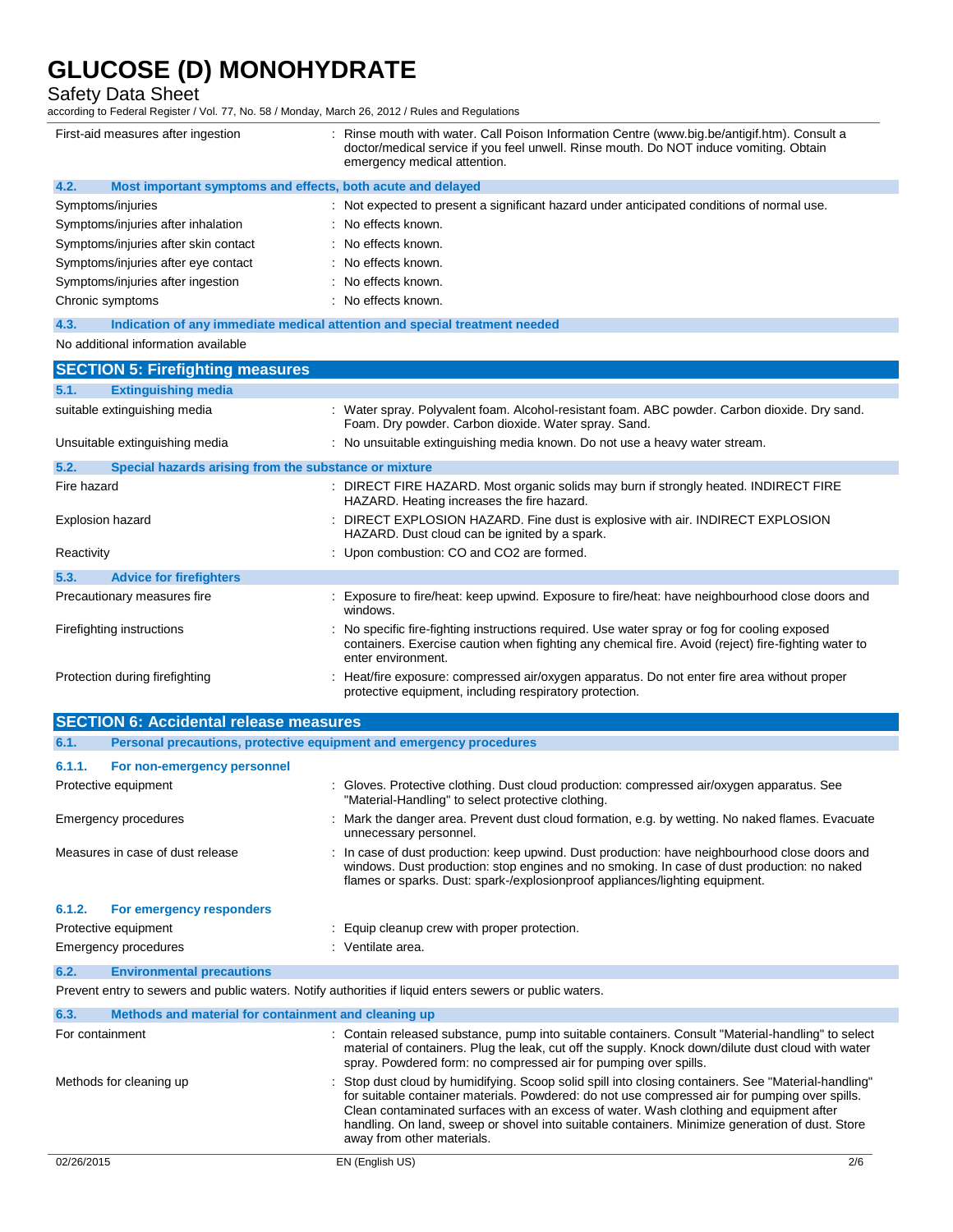| | |
|---|---|
| First-aid measures after ingestion | : Rinse mouth with water. Call Poison Information Centre (www.big.be/antigif.htm). Consult a doctor/medical service if you feel unwell. Rinse mouth. Do NOT induce vomiting. Obtain emergency medical attention. |

### 4.2. Most important symptoms and effects, both acute and delayed

| | |
|---|---|
| Symptoms/injuries | : Not expected to present a significant hazard under anticipated conditions of normal use. |
| Symptoms/injuries after inhalation | : No effects known. |
| Symptoms/injuries after skin contact | : No effects known. |
| Symptoms/injuries after eye contact | : No effects known. |
| Symptoms/injuries after ingestion | : No effects known. |
| Chronic symptoms | : No effects known. |

### 4.3. Indication of any immediate medical attention and special treatment needed

No additional information available

## SECTION 5: Firefighting measures

### 5.1. Extinguishing media

| | |
|---|---|
| suitable extinguishing media | : Water spray. Polyvalent foam. Alcohol-resistant foam. ABC powder. Carbon dioxide. Dry sand. Foam. Dry powder. Carbon dioxide. Water spray. Sand. |
| Unsuitable extinguishing media | : No unsuitable extinguishing media known. Do not use a heavy water stream. |

### 5.2. Special hazards arising from the substance or mixture

| | |
|---|---|
| Fire hazard | : DIRECT FIRE HAZARD. Most organic solids may burn if strongly heated. INDIRECT FIRE HAZARD. Heating increases the fire hazard. |
| Explosion hazard | : DIRECT EXPLOSION HAZARD. Fine dust is explosive with air. INDIRECT EXPLOSION HAZARD. Dust cloud can be ignited by a spark. |
| Reactivity | : Upon combustion: CO and $CO_2$ are formed. |

### 5.3. Advice for firefighters

| | |
|---|---|
| Precautionary measures fire | : Exposure to fire/heat: keep upwind. Exposure to fire/heat: have neighbourhood close doors and windows. |
| Firefighting instructions | : No specific fire-fighting instructions required. Use water spray or fog for cooling exposed containers. Exercise caution when fighting any chemical fire. Avoid (reject) fire-fighting water to enter environment. |
| Protection during firefighting | : Heat/fire exposure: compressed air/oxygen apparatus. Do not enter fire area without proper protective equipment, including respiratory protection. |

## SECTION 6: Accidental release measures

### 6.1. Personal precautions, protective equipment and emergency procedures

#### 6.1.1. For non-emergency personnel

| | |
|---|---|
| Protective equipment | : Gloves. Protective clothing. Dust cloud production: compressed air/oxygen apparatus. See "Material-Handling" to select protective clothing. |
| Emergency procedures | : Mark the danger area. Prevent dust cloud formation, e.g. by wetting. No naked flames. Evacuate unnecessary personnel. |
| Measures in case of dust release | : In case of dust production: keep upwind. Dust production: have neighbourhood close doors and windows. Dust production: stop engines and no smoking. In case of dust production: no naked flames or sparks. Dust: spark-/explosionproof appliances/lighting equipment. |

#### 6.1.2. For emergency responders

| | |
|---|---|
| Protective equipment | : Equip cleanup crew with proper protection. |
| Emergency procedures | : Ventilate area. |

### 6.2. Environmental precautions

Prevent entry to sewers and public waters. Notify authorities if liquid enters sewers or public waters.

### 6.3. Methods and material for containment and cleaning up

| | |
|---|---|
| For containment | : Contain released substance, pump into suitable containers. Consult "Material-handling" to select material of containers. Plug the leak, cut off the supply. Knock down/dilute dust cloud with water spray. Powdered form: no compressed air for pumping over spills. |
| Methods for cleaning up | : Stop dust cloud by humidifying. Scoop solid spill into closing containers. See "Material-handling" for suitable container materials. Powdered: do not use compressed air for pumping over spills. Clean contaminated surfaces with an excess of water. Wash clothing and equipment after handling. On land, sweep or shovel into suitable containers. Minimize generation of dust. Store away from other materials. |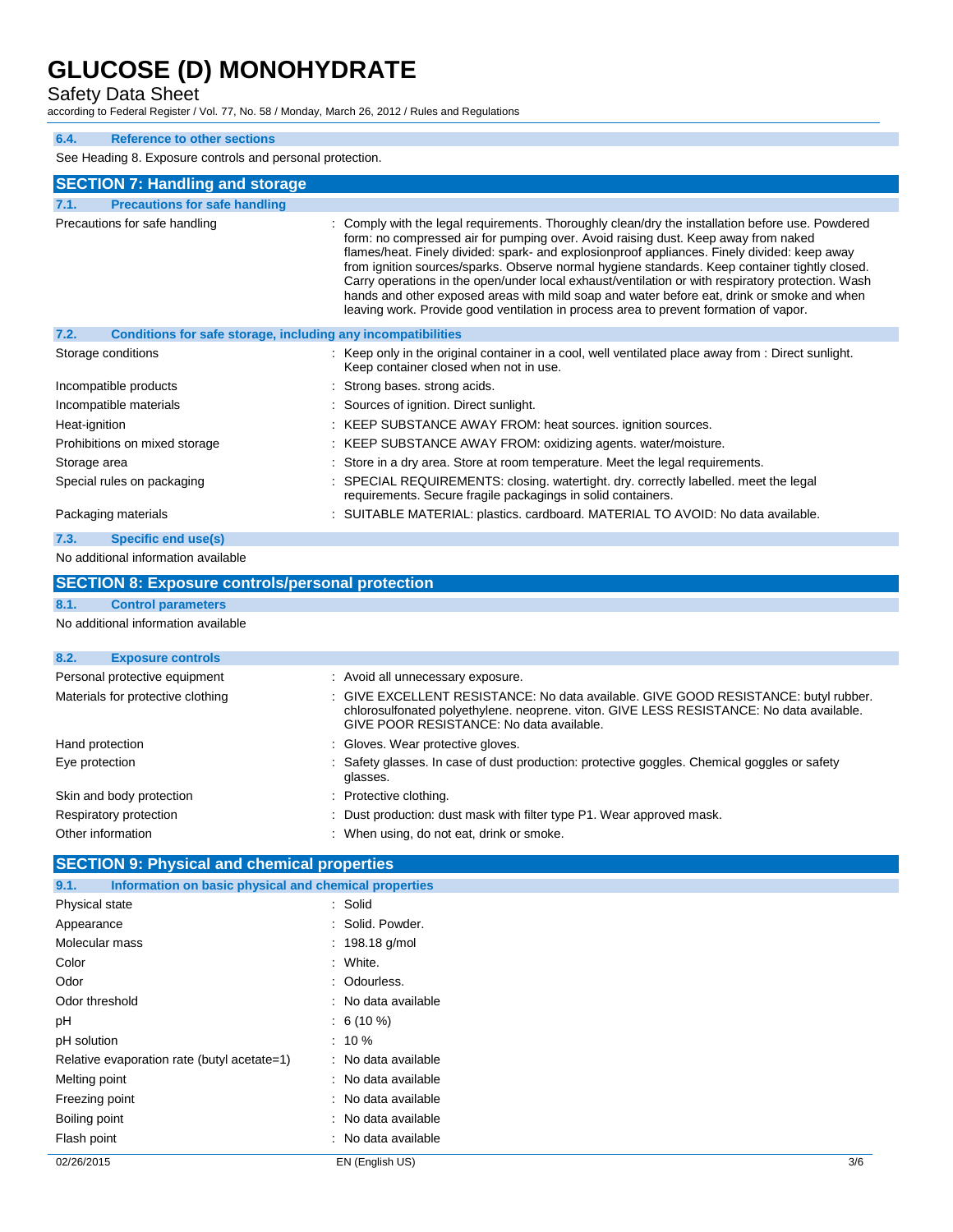### 6.4. Reference to other sections

See Heading 8. Exposure controls and personal protection.

## SECTION 7: Handling and storage

### 7.1. Precautions for safe handling

| | |
|---|---|
| Precautions for safe handling | : Comply with the legal requirements. Thoroughly clean/dry the installation before use. Powdered form: no compressed air for pumping over. Avoid raising dust. Keep away from naked flames/heat. Finely divided: spark- and explosionproof appliances. Finely divided: keep away from ignition sources/sparks. Observe normal hygiene standards. Keep container tightly closed. Carry operations in the open/under local exhaust/ventilation or with respiratory protection. Wash hands and other exposed areas with mild soap and water before eat, drink or smoke and when leaving work. Provide good ventilation in process area to prevent formation of vapor. |

### 7.2. Conditions for safe storage, including any incompatibilities

| | |
|---|---|
| Storage conditions | : Keep only in the original container in a cool, well ventilated place away from : Direct sunlight. Keep container closed when not in use. |
| Incompatible products | : Strong bases. strong acids. |
| Incompatible materials | : Sources of ignition. Direct sunlight. |
| Heat-ignition | : KEEP SUBSTANCE AWAY FROM: heat sources. ignition sources. |
| Prohibitions on mixed storage | : KEEP SUBSTANCE AWAY FROM: oxidizing agents. water/moisture. |
| Storage area | : Store in a dry area. Store at room temperature. Meet the legal requirements. |
| Special rules on packaging | : SPECIAL REQUIREMENTS: closing. watertight. dry. correctly labelled. meet the legal requirements. Secure fragile packagings in solid containers. |
| Packaging materials | : SUITABLE MATERIAL: plastics. cardboard. MATERIAL TO AVOID: No data available. |

### 7.3. Specific end use(s)

No additional information available

## SECTION 8: Exposure controls/personal protection

### 8.1. Control parameters

No additional information available

### 8.2. Exposure controls

| | |
|---|---|
| Personal protective equipment | : Avoid all unnecessary exposure. |
| Materials for protective clothing | : GIVE EXCELLENT RESISTANCE: No data available. GIVE GOOD RESISTANCE: butyl rubber. chlorosulfonated polyethylene. neoprene. viton. GIVE LESS RESISTANCE: No data available. GIVE POOR RESISTANCE: No data available. |
| Hand protection | : Gloves. Wear protective gloves. |
| Eye protection | : Safety glasses. In case of dust production: protective goggles. Chemical goggles or safety glasses. |
| Skin and body protection | : Protective clothing. |
| Respiratory protection | : Dust production: dust mask with filter type P1. Wear approved mask. |
| Other information | : When using, do not eat, drink or smoke. |

## SECTION 9: Physical and chemical properties

### 9.1. Information on basic physical and chemical properties

| | |
|---|---|
| Physical state | : Solid |
| Appearance | : Solid. Powder. |
| Molecular mass | : 198.18 g/mol |
| Color | : White. |
| Odor | : Odourless. |
| Odor threshold | : No data available |
| pH | : 6 (10 %) |
| pH solution | : 10 % |
| Relative evaporation rate (butyl acetate=1) | : No data available |
| Melting point | : No data available |
| Freezing point | : No data available |
| Boiling point | : No data available |
| Flash point | : No data available |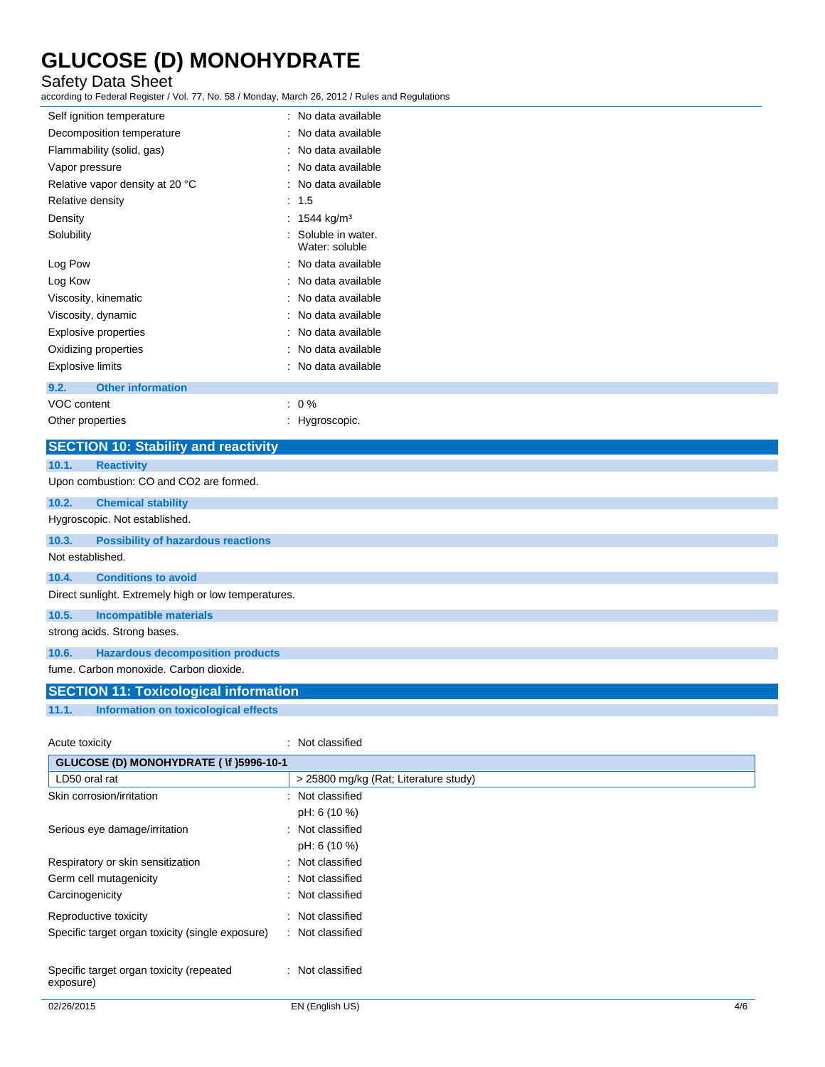| | |
|---|---|
| Self ignition temperature | : No data available |
| Decomposition temperature | : No data available |
| Flammability (solid, gas) | : No data available |
| Vapor pressure | : No data available |
| Relative vapor density at 20 °C | : No data available |
| Relative density | : 1.5 |
| Density | : 1544 kg/m³ |
| Solubility | : Soluble in water. Water: soluble |
| Log Pow | : No data available |
| Log Kow | : No data available |
| Viscosity, kinematic | : No data available |
| Viscosity, dynamic | : No data available |
| Explosive properties | : No data available |
| Oxidizing properties | : No data available |
| Explosive limits | : No data available |

### 9.2. Other information

| | |
|---|---|
| VOC content | : 0 % |
| Other properties | : Hygroscopic. |

## SECTION 10: Stability and reactivity

### 10.1. Reactivity

Upon combustion: CO and $CO_2$ are formed.

### 10.2. Chemical stability

Hygroscopic. Not established.

### 10.3. Possibility of hazardous reactions

Not established.

### 10.4. Conditions to avoid

Direct sunlight. Extremely high or low temperatures.

### 10.5. Incompatible materials

strong acids. Strong bases.

### 10.6. Hazardous decomposition products

fume. Carbon monoxide. Carbon dioxide.

## SECTION 11: Toxicological information

### 11.1. Information on toxicological effects

Acute toxicity : Not classified

| GLUCOSE (D) MONOHYDRATE ( \f )5996-10-1 | |
|---|---|
| LD50 oral rat | > 25800 mg/kg (Rat; Literature study) |

| | |
|---|---|
| Skin corrosion/irritation | : Not classified<br>pH: 6 (10 %) |
| Serious eye damage/irritation | : Not classified<br>pH: 6 (10 %) |
| Respiratory or skin sensitization | : Not classified |
| Germ cell mutagenicity | : Not classified |
| Carcinogenicity | : Not classified |
| Reproductive toxicity | : Not classified |
| Specific target organ toxicity (single exposure) | : Not classified |
| Specific target organ toxicity (repeated exposure) | : Not classified |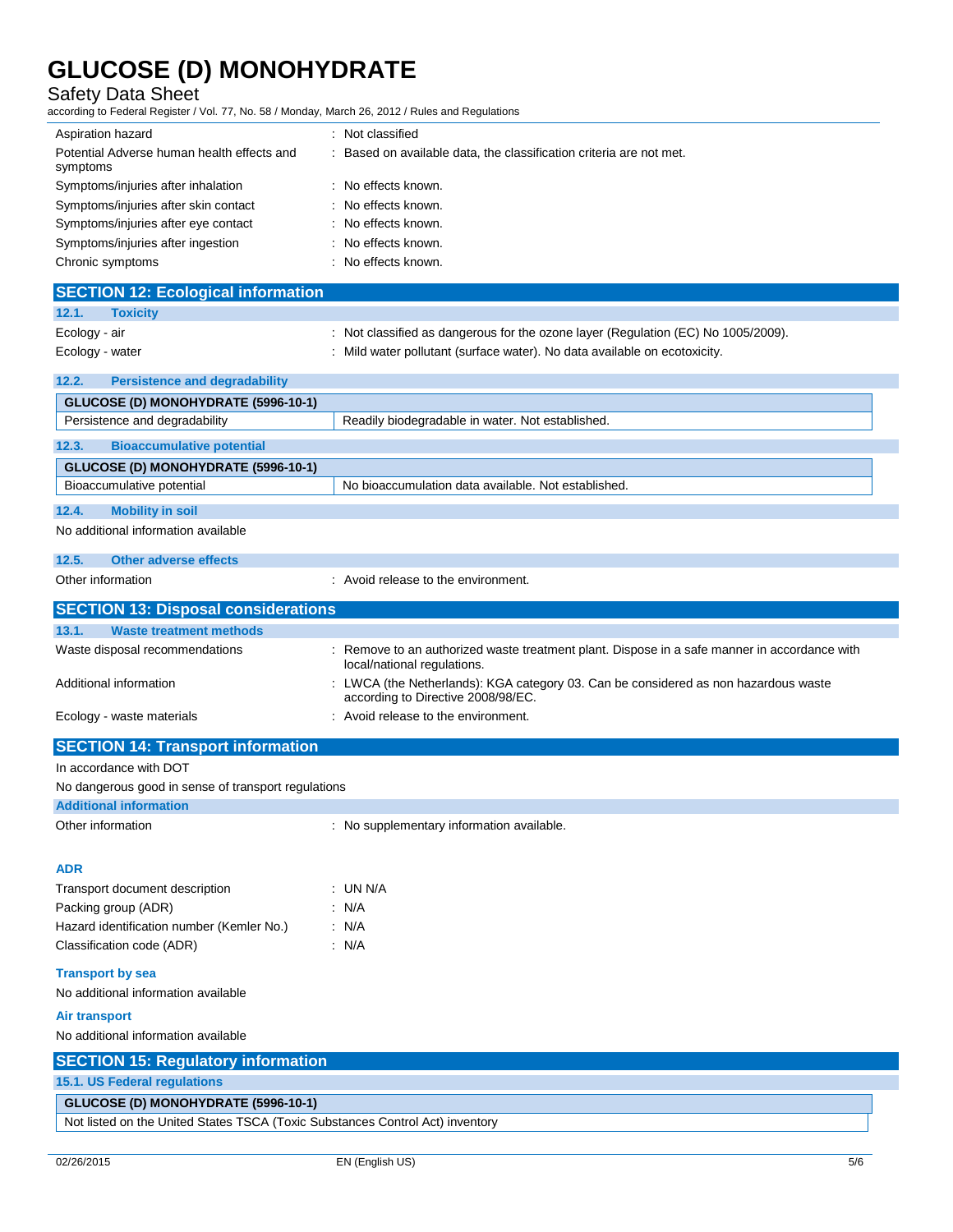| | |
|---|---|
| Aspiration hazard | : Not classified |
| Potential Adverse human health effects and symptoms | : Based on available data, the classification criteria are not met. |
| Symptoms/injuries after inhalation | : No effects known. |
| Symptoms/injuries after skin contact | : No effects known. |
| Symptoms/injuries after eye contact | : No effects known. |
| Symptoms/injuries after ingestion | : No effects known. |
| Chronic symptoms | : No effects known. |

## SECTION 12: Ecological information

### 12.1. Toxicity

| | |
|---|---|
| Ecology - air | : Not classified as dangerous for the ozone layer (Regulation (EC) No 1005/2009). |
| Ecology - water | : Mild water pollutant (surface water). No data available on ecotoxicity. |

### 12.2. Persistence and degradability

| GLUCOSE (D) MONOHYDRATE (5996-10-1) | |
|---|---|
| Persistence and degradability | Readily biodegradable in water. Not established. |

### 12.3. Bioaccumulative potential

| GLUCOSE (D) MONOHYDRATE (5996-10-1) | |
|---|---|
| Bioaccumulative potential | No bioaccumulation data available. Not established. |

### 12.4. Mobility in soil

No additional information available

### 12.5. Other adverse effects

| | |
|---|---|
| Other information | : Avoid release to the environment. |

## SECTION 13: Disposal considerations

### 13.1. Waste treatment methods

| | |
|---|---|
| Waste disposal recommendations | : Remove to an authorized waste treatment plant. Dispose in a safe manner in accordance with local/national regulations. |
| Additional information | : LWCA (the Netherlands): KGA category 03. Can be considered as non hazardous waste according to Directive 2008/98/EC. |
| Ecology - waste materials | : Avoid release to the environment. |

## SECTION 14: Transport information

In accordance with DOT

No dangerous good in sense of transport regulations

### Additional information

| | |
|---|---|
| Other information | : No supplementary information available. |

### ADR

| | |
|---|---|
| Transport document description | : UN N/A |
| Packing group (ADR) | : N/A |
| Hazard identification number (Kemler No.) | : N/A |
| Classification code (ADR) | : N/A |

### Transport by sea

No additional information available

### Air transport

No additional information available

## SECTION 15: Regulatory information

### 15.1. US Federal regulations

| GLUCOSE (D) MONOHYDRATE (5996-10-1) |
|---|
| Not listed on the United States TSCA (Toxic Substances Control Act) inventory |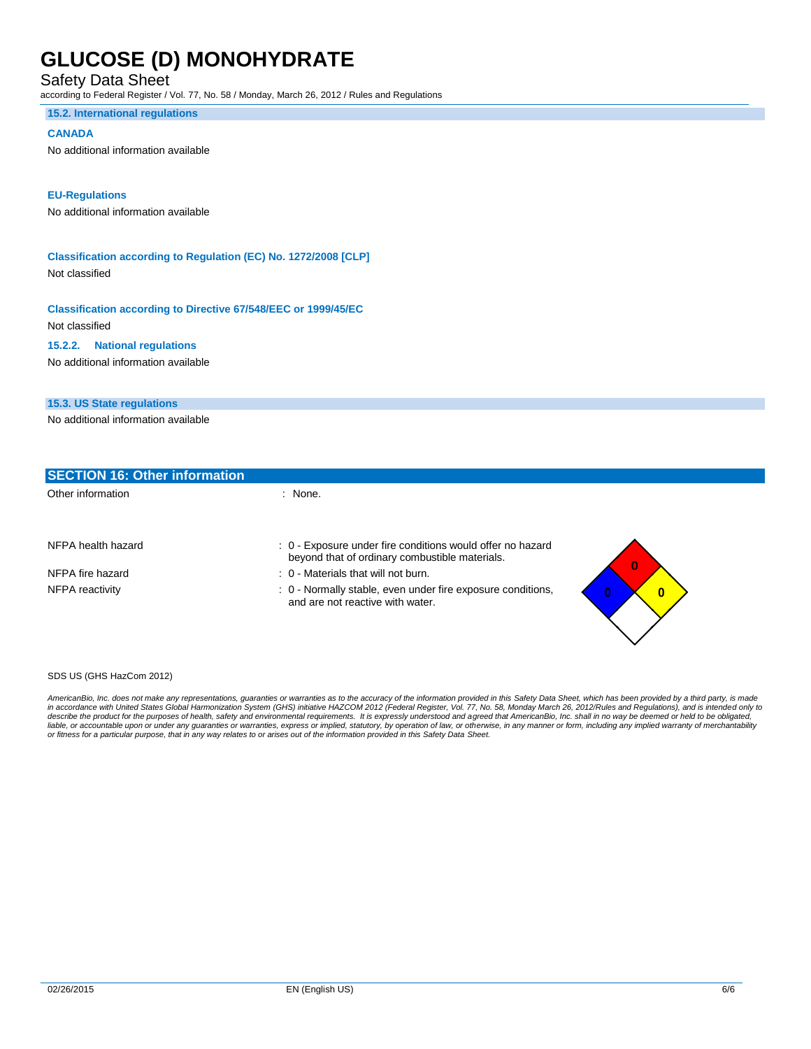### 15.2. International regulations

**CANADA**

No additional information available

**EU-Regulations**

No additional information available

**Classification according to Regulation (EC) No. 1272/2008 [CLP]**

Not classified

**Classification according to Directive 67/548/EEC or 1999/45/EC**

Not classified

**15.2.2. National regulations**

No additional information available

### 15.3. US State regulations

No additional information available

## SECTION 16: Other information

| | |
|---|---|
| Other information | : None. |
| NFPA health hazard | : 0 - Exposure under fire conditions would offer no hazard beyond that of ordinary combustible materials. |
| NFPA fire hazard | : 0 - Materials that will not burn. |
| NFPA reactivity | : 0 - Normally stable, even under fire exposure conditions, and are not reactive with water. |

0

0

0

SDS US (GHS HazCom 2012)

*AmericanBio, Inc. does not make any representations, guaranties or warranties as to the accuracy of the information provided in this Safety Data Sheet, which has been provided by a third party, is made in accordance with United States Global Harmonization System (GHS) initiative HAZCOM 2012 (Federal Register, Vol. 77, No. 58, Monday March 26, 2012/Rules and Regulations), and is intended only to describe the product for the purposes of health, safety and environmental requirements. It is expressly understood and agreed that AmericanBio, Inc. shall in no way be deemed or held to be obligated, liable, or accountable upon or under any guaranties or warranties, express or implied, statutory, by operation of law, or otherwise, in any manner or form, including any implied warranty of merchantability or fitness for a particular purpose, that in any way relates to or arises out of the information provided in this Safety Data Sheet.*